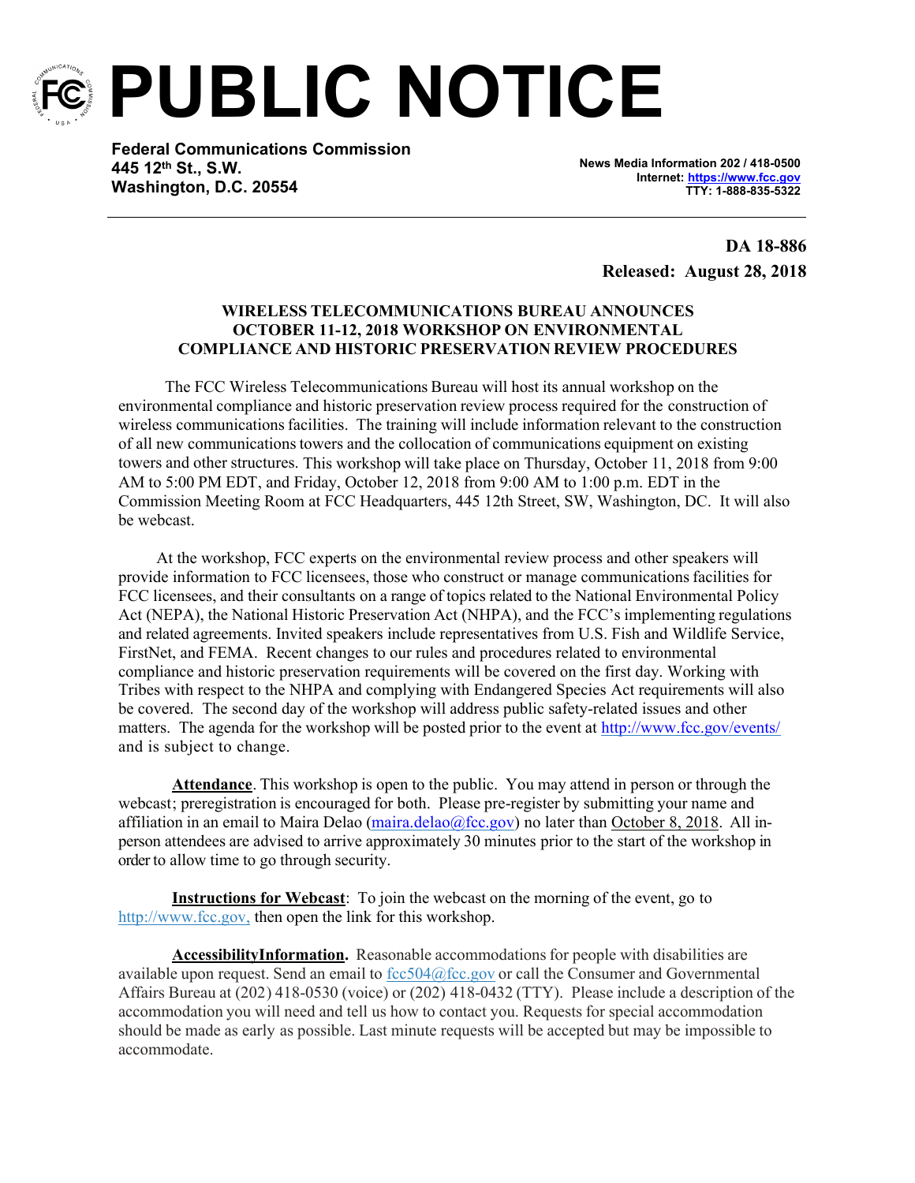# PUBLIC NOTICE

**Federal Communications Commission**
**445 12th St., S.W.**
**Washington, D.C. 20554**

**News Media Information 202 / 418-0500**
**Internet: https://www.fcc.gov**
**TTY: 1-888-835-5322**

**DA 18-886**
**Released: August 28, 2018**

**WIRELESS TELECOMMUNICATIONS BUREAU ANNOUNCES OCTOBER 11-12, 2018 WORKSHOP ON ENVIRONMENTAL COMPLIANCE AND HISTORIC PRESERVATION REVIEW PROCEDURES**

The FCC Wireless Telecommunications Bureau will host its annual workshop on the environmental compliance and historic preservation review process required for the construction of wireless communications facilities. The training will include information relevant to the construction of all new communications towers and the collocation of communications equipment on existing towers and other structures. This workshop will take place on Thursday, October 11, 2018 from 9:00 AM to 5:00 PM EDT, and Friday, October 12, 2018 from 9:00 AM to 1:00 p.m. EDT in the Commission Meeting Room at FCC Headquarters, 445 12th Street, SW, Washington, DC. It will also be webcast.

At the workshop, FCC experts on the environmental review process and other speakers will provide information to FCC licensees, those who construct or manage communications facilities for FCC licensees, and their consultants on a range of topics related to the National Environmental Policy Act (NEPA), the National Historic Preservation Act (NHPA), and the FCC's implementing regulations and related agreements. Invited speakers include representatives from U.S. Fish and Wildlife Service, FirstNet, and FEMA. Recent changes to our rules and procedures related to environmental compliance and historic preservation requirements will be covered on the first day. Working with Tribes with respect to the NHPA and complying with Endangered Species Act requirements will also be covered. The second day of the workshop will address public safety-related issues and other matters. The agenda for the workshop will be posted prior to the event at http://www.fcc.gov/events/ and is subject to change.

**Attendance**. This workshop is open to the public. You may attend in person or through the webcast; preregistration is encouraged for both. Please pre-register by submitting your name and affiliation in an email to Maira Delao (maira.delao@fcc.gov) no later than October 8, 2018. All in-person attendees are advised to arrive approximately 30 minutes prior to the start of the workshop in order to allow time to go through security.

**Instructions for Webcast**: To join the webcast on the morning of the event, go to http://www.fcc.gov, then open the link for this workshop.

**AccessibilityInformation.** Reasonable accommodations for people with disabilities are available upon request. Send an email to fcc504@fcc.gov or call the Consumer and Governmental Affairs Bureau at (202) 418-0530 (voice) or (202) 418-0432 (TTY). Please include a description of the accommodation you will need and tell us how to contact you. Requests for special accommodation should be made as early as possible. Last minute requests will be accepted but may be impossible to accommodate.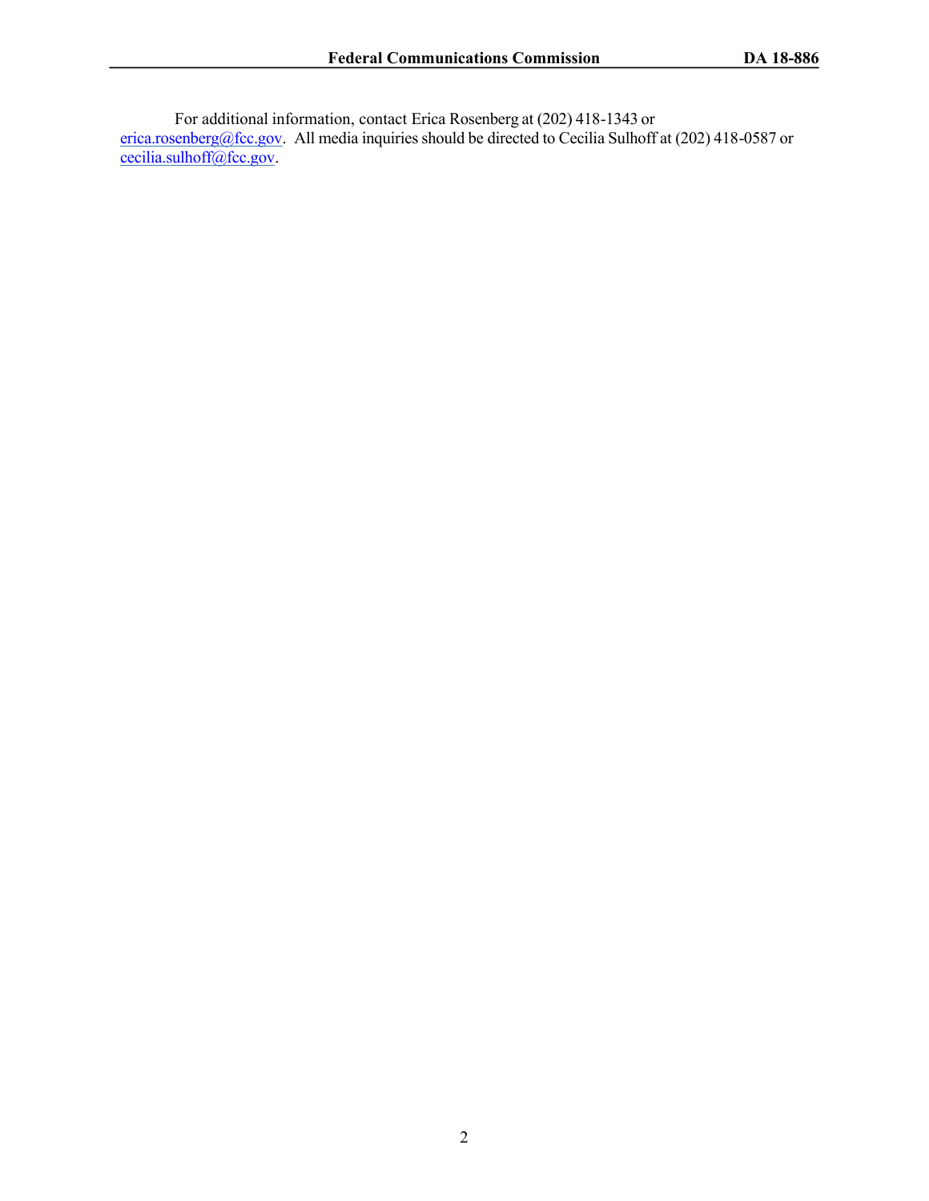For additional information, contact Erica Rosenberg at (202) 418-1343 or erica.rosenberg@fcc.gov. All media inquiries should be directed to Cecilia Sulhoff at (202) 418-0587 or cecilia.sulhoff@fcc.gov.